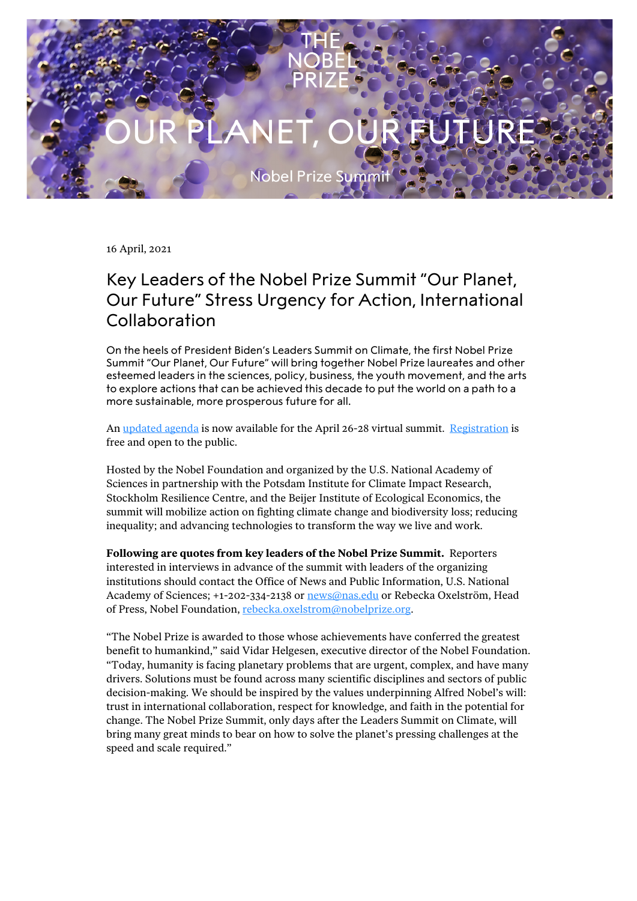THE NOBEL PRIZE

# OUR PLANET, OUR FUTURE

Nobel Prize Summit

16 April, 2021

## Key Leaders of the Nobel Prize Summit "Our Planet, Our Future" Stress Urgency for Action, International Collaboration

On the heels of President Biden's Leaders Summit on Climate, the first Nobel Prize Summit "Our Planet, Our Future" will bring together Nobel Prize laureates and other esteemed leaders in the sciences, policy, business, the youth movement, and the arts to explore actions that can be achieved this decade to put the world on a path to a more sustainable, more prosperous future for all.

An updated agenda is now available for the April 26-28 virtual summit. Registration is free and open to the public.

Hosted by the Nobel Foundation and organized by the U.S. National Academy of Sciences in partnership with the Potsdam Institute for Climate Impact Research, Stockholm Resilience Centre, and the Beijer Institute of Ecological Economics, the summit will mobilize action on fighting climate change and biodiversity loss; reducing inequality; and advancing technologies to transform the way we live and work.

**Following are quotes from key leaders of the Nobel Prize Summit.** Reporters interested in interviews in advance of the summit with leaders of the organizing institutions should contact the Office of News and Public Information, U.S. National Academy of Sciences; +1-202-334-2138 or news@nas.edu or Rebecka Oxelström, Head of Press, Nobel Foundation, rebecka.oxelstrom@nobelprize.org.

"The Nobel Prize is awarded to those whose achievements have conferred the greatest benefit to humankind," said Vidar Helgesen, executive director of the Nobel Foundation. "Today, humanity is facing planetary problems that are urgent, complex, and have many drivers. Solutions must be found across many scientific disciplines and sectors of public decision-making. We should be inspired by the values underpinning Alfred Nobel's will: trust in international collaboration, respect for knowledge, and faith in the potential for change. The Nobel Prize Summit, only days after the Leaders Summit on Climate, will bring many great minds to bear on how to solve the planet's pressing challenges at the speed and scale required."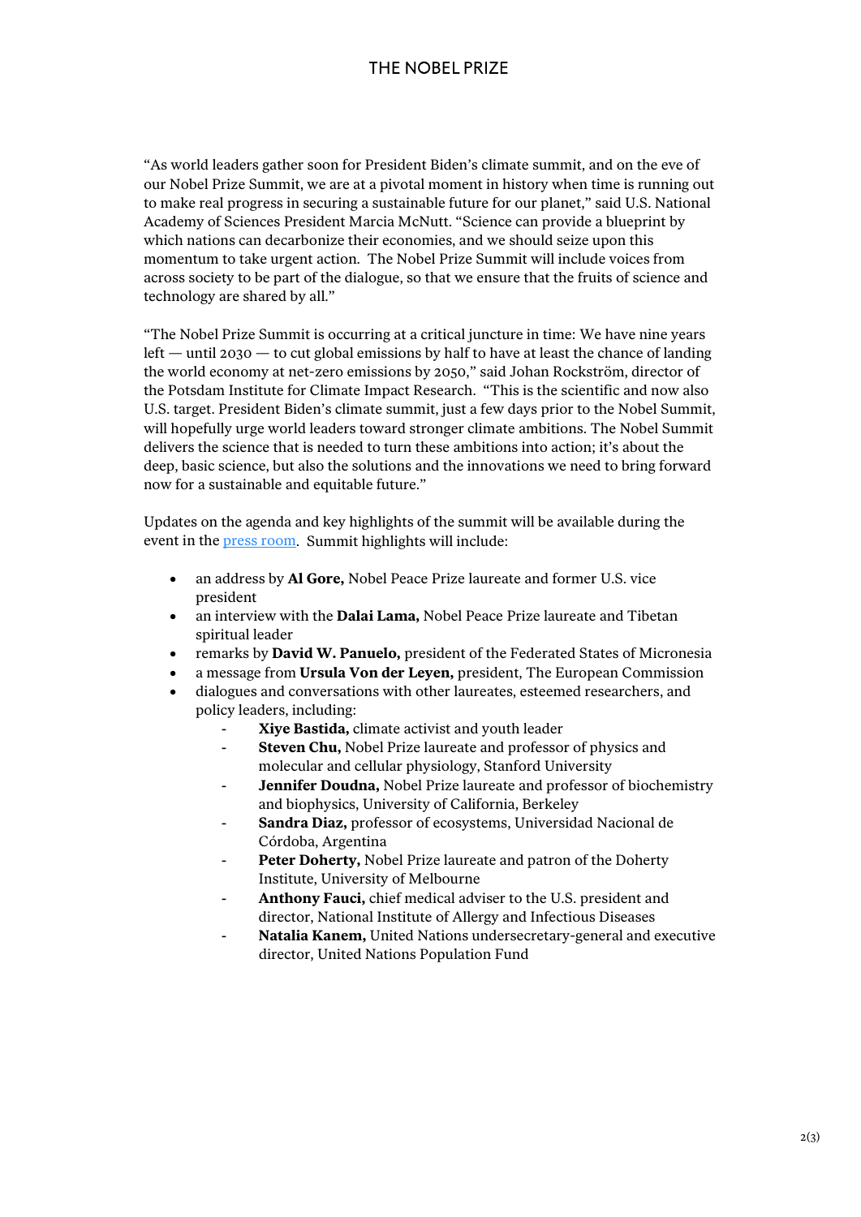"As world leaders gather soon for President Biden's climate summit, and on the eve of our Nobel Prize Summit, we are at a pivotal moment in history when time is running out to make real progress in securing a sustainable future for our planet," said U.S. National Academy of Sciences President Marcia McNutt. "Science can provide a blueprint by which nations can decarbonize their economies, and we should seize upon this momentum to take urgent action. The Nobel Prize Summit will include voices from across society to be part of the dialogue, so that we ensure that the fruits of science and technology are shared by all."

"The Nobel Prize Summit is occurring at a critical juncture in time: We have nine years left — until 2030 — to cut global emissions by half to have at least the chance of landing the world economy at net-zero emissions by 2050," said Johan Rockström, director of the Potsdam Institute for Climate Impact Research. "This is the scientific and now also U.S. target. President Biden's climate summit, just a few days prior to the Nobel Summit, will hopefully urge world leaders toward stronger climate ambitions. The Nobel Summit delivers the science that is needed to turn these ambitions into action; it's about the deep, basic science, but also the solutions and the innovations we need to bring forward now for a sustainable and equitable future."

Updates on the agenda and key highlights of the summit will be available during the event in the press room. Summit highlights will include:

- an address by **Al Gore,** Nobel Peace Prize laureate and former U.S. vice president
- an interview with the **Dalai Lama,** Nobel Peace Prize laureate and Tibetan spiritual leader
- remarks by **David W. Panuelo,** president of the Federated States of Micronesia
- a message from **Ursula Von der Leyen,** president, The European Commission
- dialogues and conversations with other laureates, esteemed researchers, and policy leaders, including:
    - **Xiye Bastida,** climate activist and youth leader
    - **Steven Chu,** Nobel Prize laureate and professor of physics and molecular and cellular physiology, Stanford University
    - **Jennifer Doudna,** Nobel Prize laureate and professor of biochemistry and biophysics, University of California, Berkeley
    - **Sandra Diaz,** professor of ecosystems, Universidad Nacional de Córdoba, Argentina
    - **Peter Doherty,** Nobel Prize laureate and patron of the Doherty Institute, University of Melbourne
    - **Anthony Fauci,** chief medical adviser to the U.S. president and director, National Institute of Allergy and Infectious Diseases
    - **Natalia Kanem,** United Nations undersecretary-general and executive director, United Nations Population Fund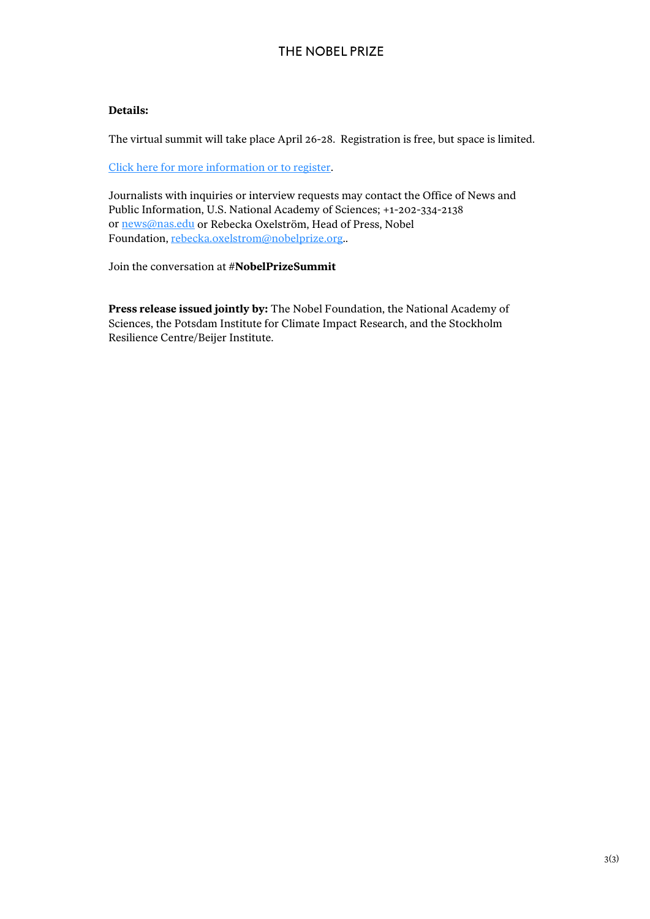**Details:**

The virtual summit will take place April 26-28. Registration is free, but space is limited.

Click here for more information or to register.

Journalists with inquiries or interview requests may contact the Office of News and Public Information, U.S. National Academy of Sciences; +1-202-334-2138 or news@nas.edu or Rebecka Oxelström, Head of Press, Nobel Foundation, rebecka.oxelstrom@nobelprize.org..

Join the conversation at #**NobelPrizeSummit**

**Press release issued jointly by:** The Nobel Foundation, the National Academy of Sciences, the Potsdam Institute for Climate Impact Research, and the Stockholm Resilience Centre/Beijer Institute.